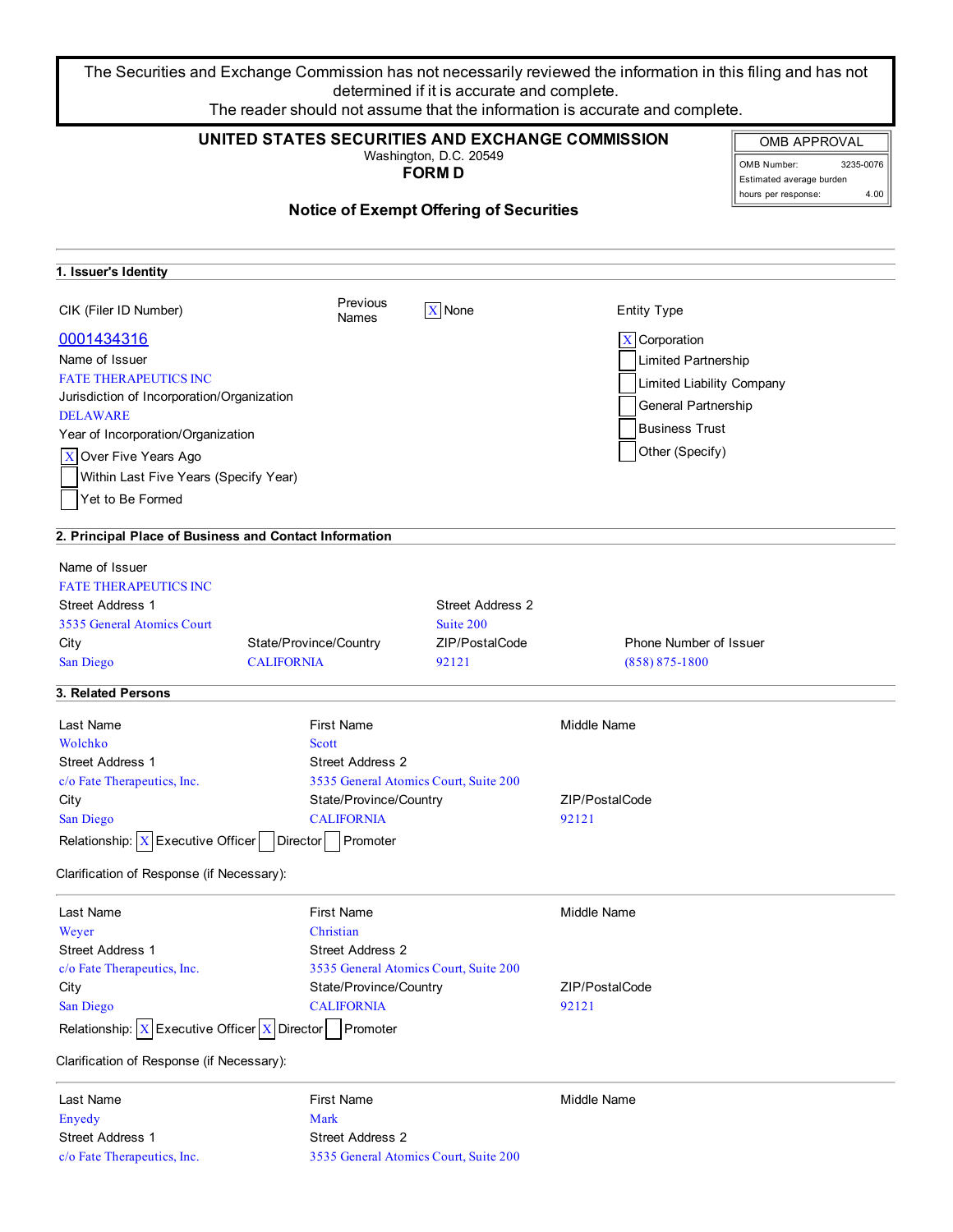The Securities and Exchange Commission has not necessarily reviewed the information in this filing and has not determined if it is accurate and complete.
The reader should not assume that the information is accurate and complete.

**UNITED STATES SECURITIES AND EXCHANGE COMMISSION**
Washington, D.C. 20549
**FORM D**

| OMB APPROVAL | |
|---|---|
| OMB Number: | 3235-0076 |
| Estimated average burden hours per response: | 4.00 |

## Notice of Exempt Offering of Securities

### 1. Issuer's Identity

CIK (Filer ID Number)
0001434316

Previous Names: [X] None

Entity Type
- [X] Corporation
- [ ] Limited Partnership
- [ ] Limited Liability Company
- [ ] General Partnership
- [ ] Business Trust
- [ ] Other (Specify)

Name of Issuer
FATE THERAPEUTICS INC

Jurisdiction of Incorporation/Organization
DELAWARE

Year of Incorporation/Organization
- [X] Over Five Years Ago
- [ ] Within Last Five Years (Specify Year)
- [ ] Yet to Be Formed

### 2. Principal Place of Business and Contact Information

Name of Issuer
FATE THERAPEUTICS INC

| Street Address 1 | | Street Address 2 | |
|---|---|---|---|
| 3535 General Atomics Court | | Suite 200 | |
| **City** | **State/Province/Country** | **ZIP/PostalCode** | **Phone Number of Issuer** |
| San Diego | CALIFORNIA | 92121 | (858) 875-1800 |

### 3. Related Persons

| Last Name | First Name | Middle Name |
|---|---|---|
| Wolchko | Scott | |
| **Street Address 1** | **Street Address 2** | |
| c/o Fate Therapeutics, Inc. | 3535 General Atomics Court, Suite 200 | |
| **City** | **State/Province/Country** | **ZIP/PostalCode** |
| San Diego | CALIFORNIA | 92121 |

Relationship: [X] Executive Officer [ ] Director [ ] Promoter

Clarification of Response (if Necessary):

| Last Name | First Name | Middle Name |
|---|---|---|
| Weyer | Christian | |
| **Street Address 1** | **Street Address 2** | |
| c/o Fate Therapeutics, Inc. | 3535 General Atomics Court, Suite 200 | |
| **City** | **State/Province/Country** | **ZIP/PostalCode** |
| San Diego | CALIFORNIA | 92121 |

Relationship: [X] Executive Officer [X] Director [ ] Promoter

Clarification of Response (if Necessary):

| Last Name | First Name | Middle Name |
|---|---|---|
| Enyedy | Mark | |
| **Street Address 1** | **Street Address 2** | |
| c/o Fate Therapeutics, Inc. | 3535 General Atomics Court, Suite 200 | |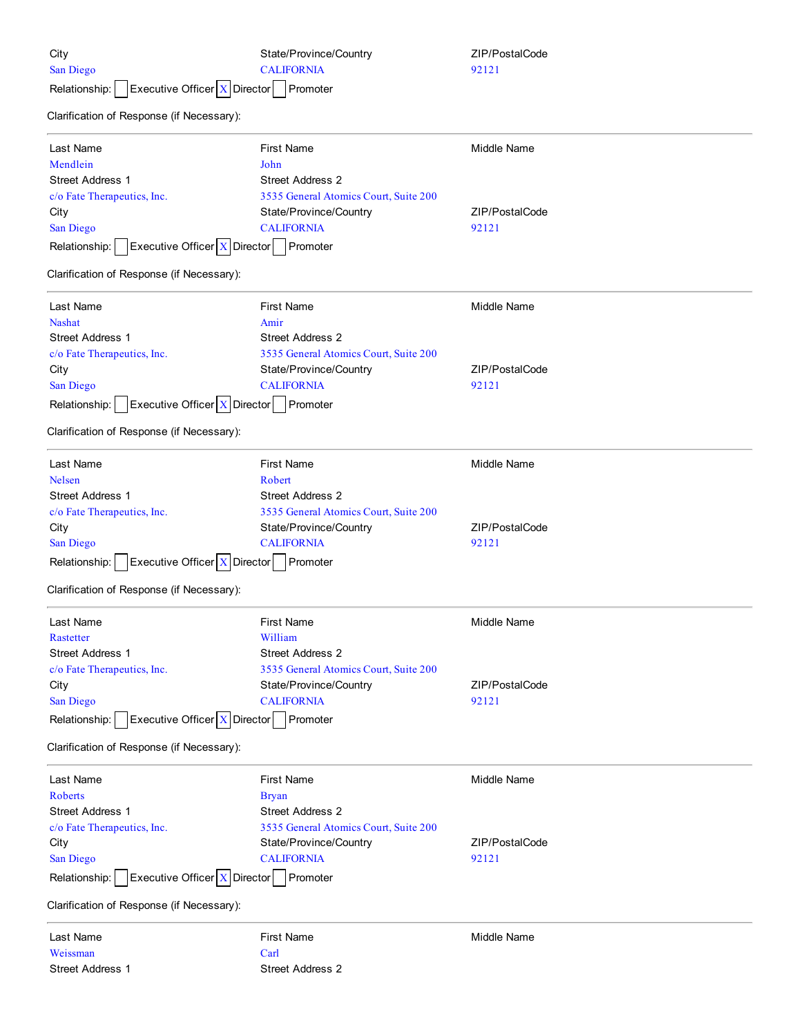City | State/Province/Country | ZIP/PostalCode
---|---|---
San Diego | CALIFORNIA | 92121

Relationship: [ ] Executive Officer [X] Director [ ] Promoter

Clarification of Response (if Necessary):

---

| Last Name | First Name | Middle Name |
|---|---|---|
| Mendlein | John | |
| **Street Address 1** | **Street Address 2** | |
| c/o Fate Therapeutics, Inc. | 3535 General Atomics Court, Suite 200 | |
| **City** | **State/Province/Country** | **ZIP/PostalCode** |
| San Diego | CALIFORNIA | 92121 |

Relationship: [ ] Executive Officer [X] Director [ ] Promoter

Clarification of Response (if Necessary):

---

| Last Name | First Name | Middle Name |
|---|---|---|
| Nashat | Amir | |
| **Street Address 1** | **Street Address 2** | |
| c/o Fate Therapeutics, Inc. | 3535 General Atomics Court, Suite 200 | |
| **City** | **State/Province/Country** | **ZIP/PostalCode** |
| San Diego | CALIFORNIA | 92121 |

Relationship: [ ] Executive Officer [X] Director [ ] Promoter

Clarification of Response (if Necessary):

---

| Last Name | First Name | Middle Name |
|---|---|---|
| Nelsen | Robert | |
| **Street Address 1** | **Street Address 2** | |
| c/o Fate Therapeutics, Inc. | 3535 General Atomics Court, Suite 200 | |
| **City** | **State/Province/Country** | **ZIP/PostalCode** |
| San Diego | CALIFORNIA | 92121 |

Relationship: [ ] Executive Officer [X] Director [ ] Promoter

Clarification of Response (if Necessary):

---

| Last Name | First Name | Middle Name |
|---|---|---|
| Rastetter | William | |
| **Street Address 1** | **Street Address 2** | |
| c/o Fate Therapeutics, Inc. | 3535 General Atomics Court, Suite 200 | |
| **City** | **State/Province/Country** | **ZIP/PostalCode** |
| San Diego | CALIFORNIA | 92121 |

Relationship: [ ] Executive Officer [X] Director [ ] Promoter

Clarification of Response (if Necessary):

---

| Last Name | First Name | Middle Name |
|---|---|---|
| Roberts | Bryan | |
| **Street Address 1** | **Street Address 2** | |
| c/o Fate Therapeutics, Inc. | 3535 General Atomics Court, Suite 200 | |
| **City** | **State/Province/Country** | **ZIP/PostalCode** |
| San Diego | CALIFORNIA | 92121 |

Relationship: [ ] Executive Officer [X] Director [ ] Promoter

Clarification of Response (if Necessary):

---

| Last Name | First Name | Middle Name |
|---|---|---|
| Weissman | Carl | |
| **Street Address 1** | **Street Address 2** | |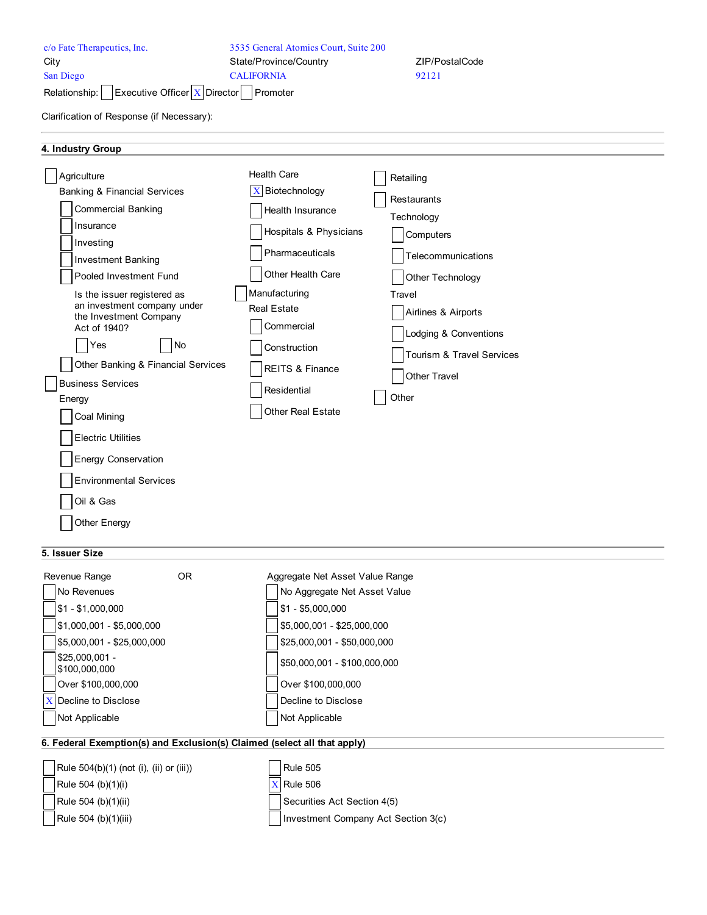| c/o Fate Therapeutics, Inc. | 3535 General Atomics Court, Suite 200 | |
|---|---|---|
| City | State/Province/Country | ZIP/PostalCode |
| San Diego | CALIFORNIA | 92121 |

Relationship: [ ] Executive Officer [X] Director [ ] Promoter

Clarification of Response (if Necessary):

## 4. Industry Group

- [ ] Agriculture
- Banking & Financial Services
  - [ ] Commercial Banking
  - [ ] Insurance
  - [ ] Investing
  - [ ] Investment Banking
  - [ ] Pooled Investment Fund
    - Is the issuer registered as an investment company under the Investment Company Act of 1940?
      - [ ] Yes [ ] No
  - [ ] Other Banking & Financial Services
- [ ] Business Services
- Energy
  - [ ] Coal Mining
  - [ ] Electric Utilities
  - [ ] Energy Conservation
  - [ ] Environmental Services
  - [ ] Oil & Gas
  - [ ] Other Energy
- Health Care
  - [X] Biotechnology
  - [ ] Health Insurance
  - [ ] Hospitals & Physicians
  - [ ] Pharmaceuticals
  - [ ] Other Health Care
- [ ] Manufacturing
- Real Estate
  - [ ] Commercial
  - [ ] Construction
  - [ ] REITS & Finance
  - [ ] Residential
  - [ ] Other Real Estate
- [ ] Retailing
- [ ] Restaurants
- Technology
  - [ ] Computers
  - [ ] Telecommunications
  - [ ] Other Technology
- Travel
  - [ ] Airlines & Airports
  - [ ] Lodging & Conventions
  - [ ] Tourism & Travel Services
  - [ ] Other Travel
- [ ] Other

## 5. Issuer Size

| Revenue Range | OR | Aggregate Net Asset Value Range |
|---|---|---|
| [ ] No Revenues | | [ ] No Aggregate Net Asset Value |
| [ ] $1 - $1,000,000 | | [ ] $1 - $5,000,000 |
| [ ] $1,000,001 - $5,000,000 | | [ ] $5,000,001 - $25,000,000 |
| [ ] $5,000,001 - $25,000,000 | | [ ] $25,000,001 - $50,000,000 |
| [ ] $25,000,001 - $100,000,000 | | [ ] $50,000,001 - $100,000,000 |
| [ ] Over $100,000,000 | | [ ] Over $100,000,000 |
| [X] Decline to Disclose | | [ ] Decline to Disclose |
| [ ] Not Applicable | | [ ] Not Applicable |

## 6. Federal Exemption(s) and Exclusion(s) Claimed (select all that apply)

| | |
|---|---|
| [ ] Rule 504(b)(1) (not (i), (ii) or (iii)) | [ ] Rule 505 |
| [ ] Rule 504 (b)(1)(i) | [X] Rule 506 |
| [ ] Rule 504 (b)(1)(ii) | [ ] Securities Act Section 4(5) |
| [ ] Rule 504 (b)(1)(iii) | [ ] Investment Company Act Section 3(c) |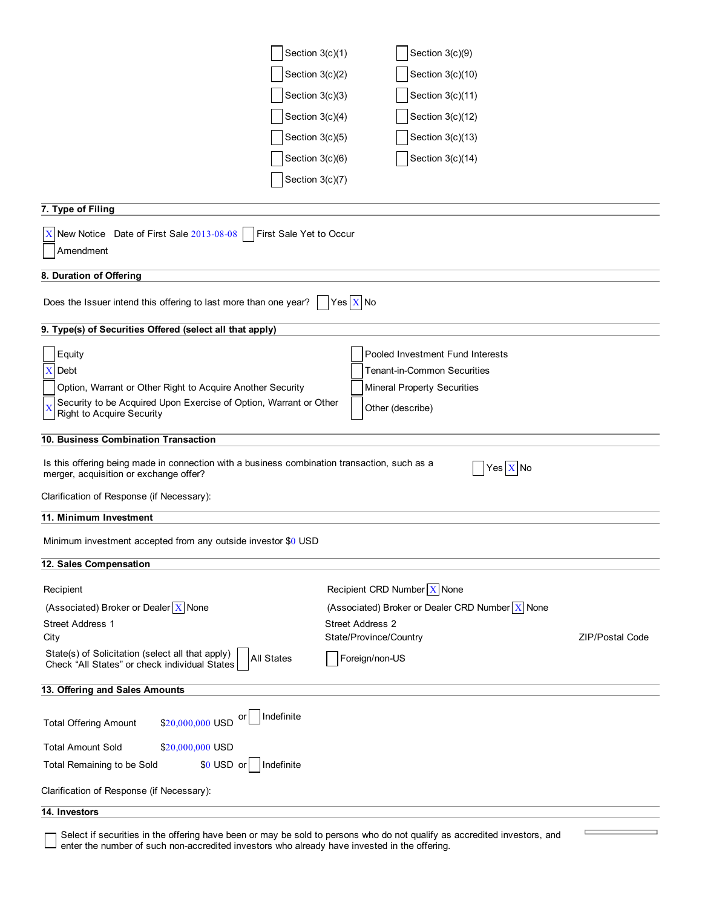- [ ] Section 3(c)(1)
- [ ] Section 3(c)(2)
- [ ] Section 3(c)(3)
- [ ] Section 3(c)(4)
- [ ] Section 3(c)(5)
- [ ] Section 3(c)(6)
- [ ] Section 3(c)(7)
- [ ] Section 3(c)(9)
- [ ] Section 3(c)(10)
- [ ] Section 3(c)(11)
- [ ] Section 3(c)(12)
- [ ] Section 3(c)(13)
- [ ] Section 3(c)(14)

## 7. Type of Filing

- [X] New Notice Date of First Sale 2013-08-08 [ ] First Sale Yet to Occur
- [ ] Amendment

## 8. Duration of Offering

Does the Issuer intend this offering to last more than one year? [ ] Yes [X] No

## 9. Type(s) of Securities Offered (select all that apply)

- [ ] Equity
- [X] Debt
- [ ] Option, Warrant or Other Right to Acquire Another Security
- [X] Security to be Acquired Upon Exercise of Option, Warrant or Other Right to Acquire Security
- [ ] Pooled Investment Fund Interests
- [ ] Tenant-in-Common Securities
- [ ] Mineral Property Securities
- [ ] Other (describe)

## 10. Business Combination Transaction

Is this offering being made in connection with a business combination transaction, such as a merger, acquisition or exchange offer? [ ] Yes [X] No

Clarification of Response (if Necessary):

## 11. Minimum Investment

Minimum investment accepted from any outside investor $0 USD

## 12. Sales Compensation

Recipient

Recipient CRD Number [X] None

(Associated) Broker or Dealer [X] None

(Associated) Broker or Dealer CRD Number [X] None

Street Address 1

Street Address 2

City

State/Province/Country

ZIP/Postal Code

State(s) of Solicitation (select all that apply) Check "All States" or check individual States [ ] All States [ ] Foreign/non-US

## 13. Offering and Sales Amounts

Total Offering Amount $20,000,000 USD or [ ] Indefinite

Total Amount Sold $20,000,000 USD

Total Remaining to be Sold $0 USD or [ ] Indefinite

Clarification of Response (if Necessary):

## 14. Investors

[ ] Select if securities in the offering have been or may be sold to persons who do not qualify as accredited investors, and enter the number of such non-accredited investors who already have invested in the offering.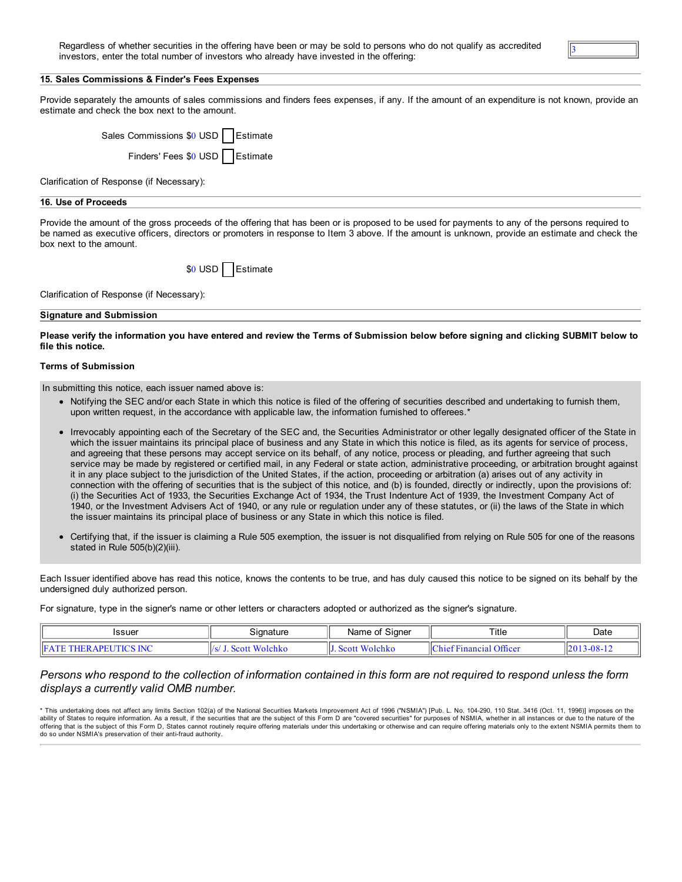Regardless of whether securities in the offering have been or may be sold to persons who do not qualify as accredited investors, enter the total number of investors who already have invested in the offering: 3

## 15. Sales Commissions & Finder's Fees Expenses

Provide separately the amounts of sales commissions and finders fees expenses, if any. If the amount of an expenditure is not known, provide an estimate and check the box next to the amount.

Sales Commissions $0 USD ☐ Estimate

Finders' Fees $0 USD ☐ Estimate

Clarification of Response (if Necessary):

## 16. Use of Proceeds

Provide the amount of the gross proceeds of the offering that has been or is proposed to be used for payments to any of the persons required to be named as executive officers, directors or promoters in response to Item 3 above. If the amount is unknown, provide an estimate and check the box next to the amount.

$0 USD ☐ Estimate

Clarification of Response (if Necessary):

## Signature and Submission

**Please verify the information you have entered and review the Terms of Submission below before signing and clicking SUBMIT below to file this notice.**

### Terms of Submission

In submitting this notice, each issuer named above is:

- Notifying the SEC and/or each State in which this notice is filed of the offering of securities described and undertaking to furnish them, upon written request, in the accordance with applicable law, the information furnished to offerees.*
- Irrevocably appointing each of the Secretary of the SEC and, the Securities Administrator or other legally designated officer of the State in which the issuer maintains its principal place of business and any State in which this notice is filed, as its agents for service of process, and agreeing that these persons may accept service on its behalf, of any notice, process or pleading, and further agreeing that such service may be made by registered or certified mail, in any Federal or state action, administrative proceeding, or arbitration brought against it in any place subject to the jurisdiction of the United States, if the action, proceeding or arbitration (a) arises out of any activity in connection with the offering of securities that is the subject of this notice, and (b) is founded, directly or indirectly, upon the provisions of: (i) the Securities Act of 1933, the Securities Exchange Act of 1934, the Trust Indenture Act of 1939, the Investment Company Act of 1940, or the Investment Advisers Act of 1940, or any rule or regulation under any of these statutes, or (ii) the laws of the State in which the issuer maintains its principal place of business or any State in which this notice is filed.
- Certifying that, if the issuer is claiming a Rule 505 exemption, the issuer is not disqualified from relying on Rule 505 for one of the reasons stated in Rule 505(b)(2)(iii).

Each Issuer identified above has read this notice, knows the contents to be true, and has duly caused this notice to be signed on its behalf by the undersigned duly authorized person.

For signature, type in the signer's name or other letters or characters adopted or authorized as the signer's signature.

| Issuer | Signature | Name of Signer | Title | Date |
|---|---|---|---|---|
| FATE THERAPEUTICS INC | /s/ J. Scott Wolchko | J. Scott Wolchko | Chief Financial Officer | 2013-08-12 |

*Persons who respond to the collection of information contained in this form are not required to respond unless the form displays a currently valid OMB number.*

* This undertaking does not affect any limits Section 102(a) of the National Securities Markets Improvement Act of 1996 ("NSMIA") [Pub. L. No. 104-290, 110 Stat. 3416 (Oct. 11, 1996)] imposes on the ability of States to require information. As a result, if the securities that are the subject of this Form D are "covered securities" for purposes of NSMIA, whether in all instances or due to the nature of the offering that is the subject of this Form D, States cannot routinely require offering materials under this undertaking or otherwise and can require offering materials only to the extent NSMIA permits them to do so under NSMIA's preservation of their anti-fraud authority.